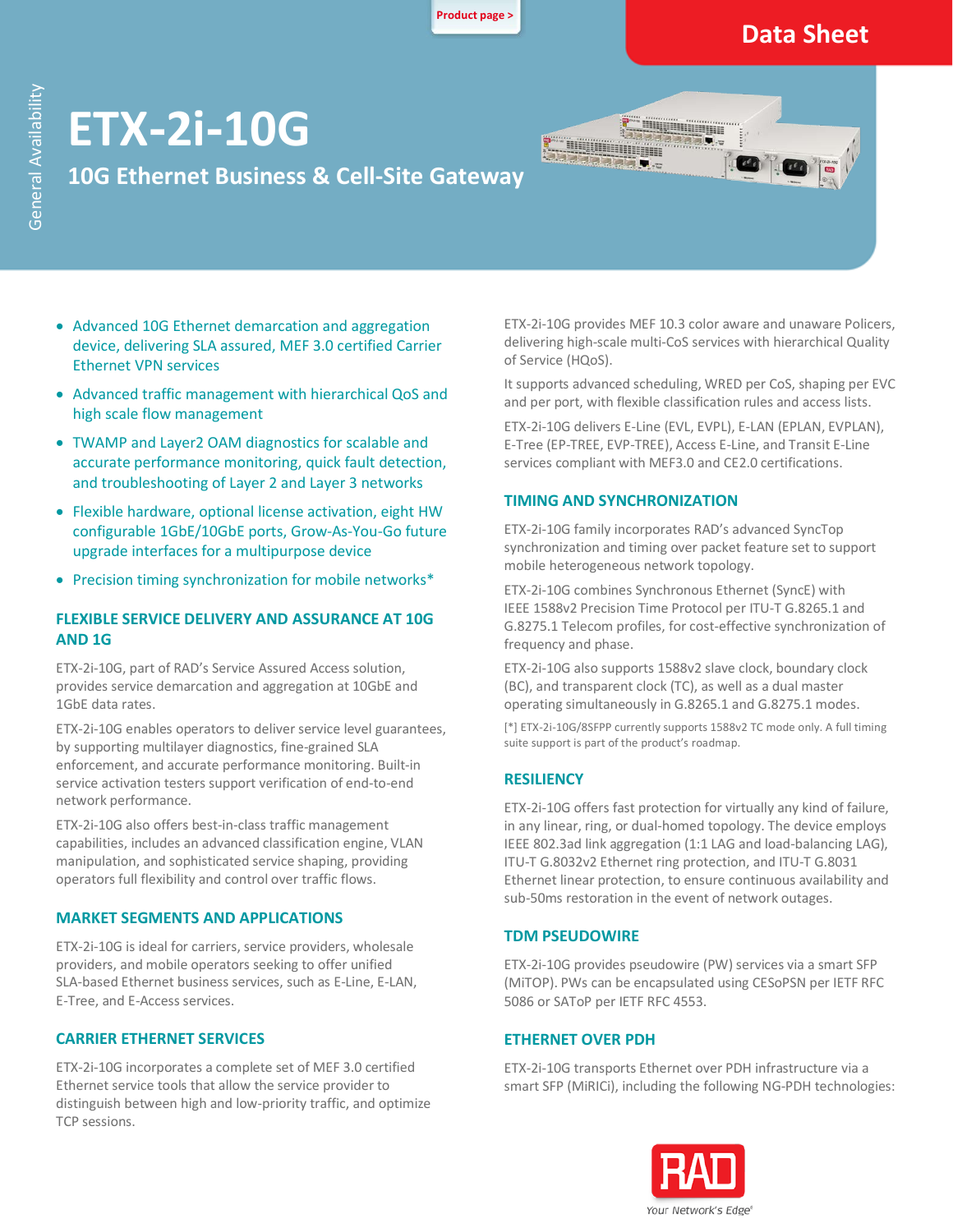Data Sheet

General Availability

# ETX-2i-10G

## 10G Ethernet Business & Cell-Site Gateway

- Advanced 10G Ethernet demarcation and aggregation device, delivering SLA assured, MEF 3.0 certified Carrier Ethernet VPN services
- Advanced traffic management with hierarchical QoS and high scale flow management
- TWAMP and Layer2 OAM diagnostics for scalable and accurate performance monitoring, quick fault detection, and troubleshooting of Layer 2 and Layer 3 networks
- Flexible hardware, optional license activation, eight HW configurable 1GbE/10GbE ports, Grow-As-You-Go future upgrade interfaces for a multipurpose device
- Precision timing synchronization for mobile networks*

### FLEXIBLE SERVICE DELIVERY AND ASSURANCE AT 10G AND 1G

ETX-2i-10G, part of RAD's Service Assured Access solution, provides service demarcation and aggregation at 10GbE and 1GbE data rates.

ETX-2i-10G enables operators to deliver service level guarantees, by supporting multilayer diagnostics, fine-grained SLA enforcement, and accurate performance monitoring. Built-in service activation testers support verification of end-to-end network performance.

ETX-2i-10G also offers best-in-class traffic management capabilities, includes an advanced classification engine, VLAN manipulation, and sophisticated service shaping, providing operators full flexibility and control over traffic flows.

### MARKET SEGMENTS AND APPLICATIONS

ETX-2i-10G is ideal for carriers, service providers, wholesale providers, and mobile operators seeking to offer unified SLA-based Ethernet business services, such as E-Line, E-LAN, E-Tree, and E-Access services.

### CARRIER ETHERNET SERVICES

ETX-2i-10G incorporates a complete set of MEF 3.0 certified Ethernet service tools that allow the service provider to distinguish between high and low-priority traffic, and optimize TCP sessions.

ETX-2i-10G provides MEF 10.3 color aware and unaware Policers, delivering high-scale multi-CoS services with hierarchical Quality of Service (HQoS).

It supports advanced scheduling, WRED per CoS, shaping per EVC and per port, with flexible classification rules and access lists.

ETX-2i-10G delivers E-Line (EVL, EVPL), E-LAN (EPLAN, EVPLAN), E-Tree (EP-TREE, EVP-TREE), Access E-Line, and Transit E-Line services compliant with MEF3.0 and CE2.0 certifications.

### TIMING AND SYNCHRONIZATION

ETX-2i-10G family incorporates RAD's advanced SyncTop synchronization and timing over packet feature set to support mobile heterogeneous network topology.

ETX-2i-10G combines Synchronous Ethernet (SyncE) with IEEE 1588v2 Precision Time Protocol per ITU-T G.8265.1 and G.8275.1 Telecom profiles, for cost-effective synchronization of frequency and phase.

ETX-2i-10G also supports 1588v2 slave clock, boundary clock (BC), and transparent clock (TC), as well as a dual master operating simultaneously in G.8265.1 and G.8275.1 modes.

[*] ETX-2i-10G/8SFPP currently supports 1588v2 TC mode only. A full timing suite support is part of the product's roadmap.

### RESILIENCY

ETX-2i-10G offers fast protection for virtually any kind of failure, in any linear, ring, or dual-homed topology. The device employs IEEE 802.3ad link aggregation (1:1 LAG and load-balancing LAG), ITU-T G.8032v2 Ethernet ring protection, and ITU-T G.8031 Ethernet linear protection, to ensure continuous availability and sub-50ms restoration in the event of network outages.

### TDM PSEUDOWIRE

ETX-2i-10G provides pseudowire (PW) services via a smart SFP (MiTOP). PWs can be encapsulated using CESoPSN per IETF RFC 5086 or SAToP per IETF RFC 4553.

### ETHERNET OVER PDH

ETX-2i-10G transports Ethernet over PDH infrastructure via a smart SFP (MiRICi), including the following NG-PDH technologies: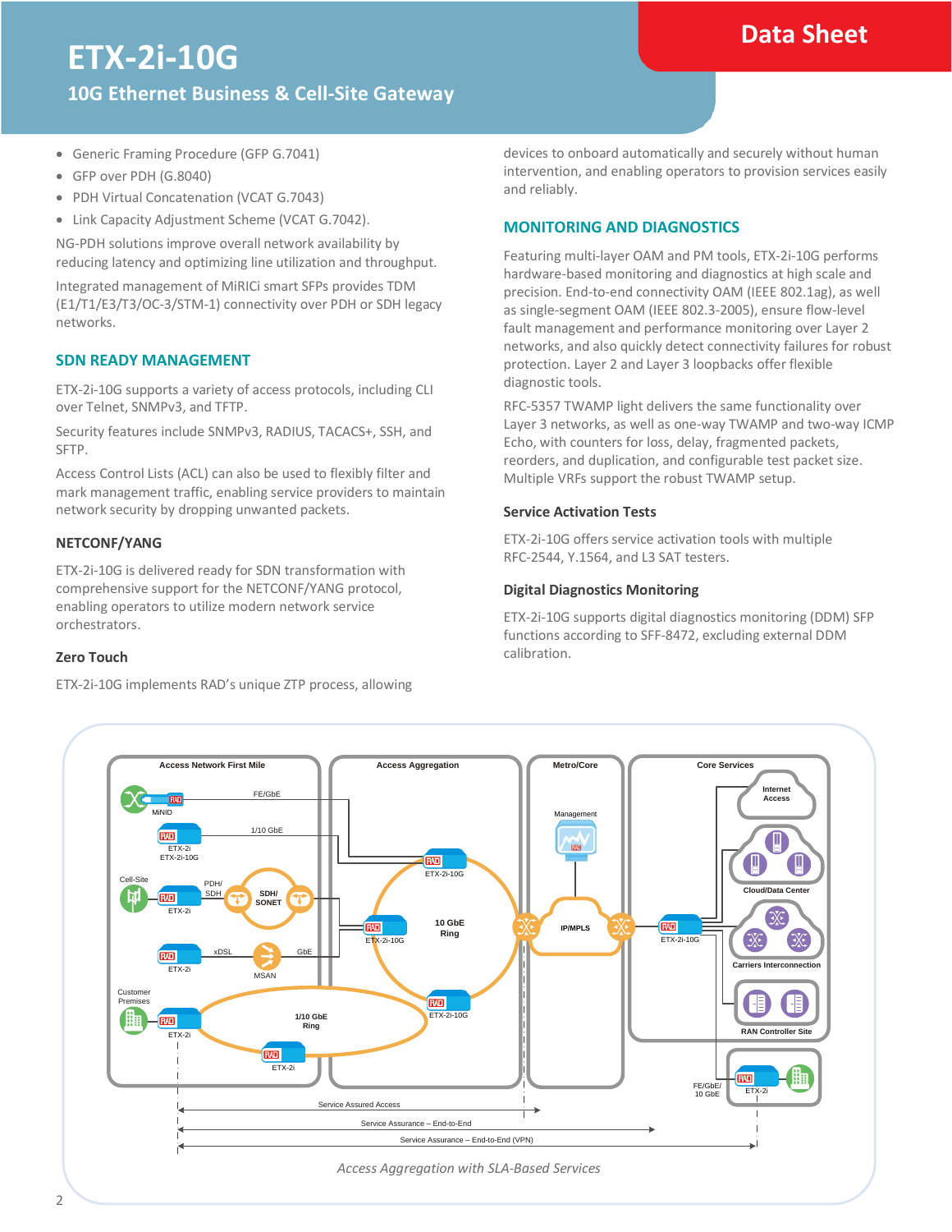- Generic Framing Procedure (GFP G.7041)
- GFP over PDH (G.8040)
- PDH Virtual Concatenation (VCAT G.7043)
- Link Capacity Adjustment Scheme (VCAT G.7042).

NG-PDH solutions improve overall network availability by reducing latency and optimizing line utilization and throughput.

Integrated management of MiRICi smart SFPs provides TDM (E1/T1/E3/T3/OC-3/STM-1) connectivity over PDH or SDH legacy networks.

## SDN READY MANAGEMENT

ETX-2i-10G supports a variety of access protocols, including CLI over Telnet, SNMPv3, and TFTP.

Security features include SNMPv3, RADIUS, TACACS+, SSH, and SFTP.

Access Control Lists (ACL) can also be used to flexibly filter and mark management traffic, enabling service providers to maintain network security by dropping unwanted packets.

### NETCONF/YANG

ETX-2i-10G is delivered ready for SDN transformation with comprehensive support for the NETCONF/YANG protocol, enabling operators to utilize modern network service orchestrators.

### Zero Touch

ETX-2i-10G implements RAD's unique ZTP process, allowing devices to onboard automatically and securely without human intervention, and enabling operators to provision services easily and reliably.

## MONITORING AND DIAGNOSTICS

Featuring multi-layer OAM and PM tools, ETX-2i-10G performs hardware-based monitoring and diagnostics at high scale and precision. End-to-end connectivity OAM (IEEE 802.1ag), as well as single-segment OAM (IEEE 802.3-2005), ensure flow-level fault management and performance monitoring over Layer 2 networks, and also quickly detect connectivity failures for robust protection. Layer 2 and Layer 3 loopbacks offer flexible diagnostic tools.

RFC-5357 TWAMP light delivers the same functionality over Layer 3 networks, as well as one-way TWAMP and two-way ICMP Echo, with counters for loss, delay, fragmented packets, reorders, and duplication, and configurable test packet size. Multiple VRFs support the robust TWAMP setup.

### Service Activation Tests

ETX-2i-10G offers service activation tools with multiple RFC-2544, Y.1564, and L3 SAT testers.

### Digital Diagnostics Monitoring

ETX-2i-10G supports digital diagnostics monitoring (DDM) SFP functions according to SFF-8472, excluding external DDM calibration.

*Access Aggregation with SLA-Based Services*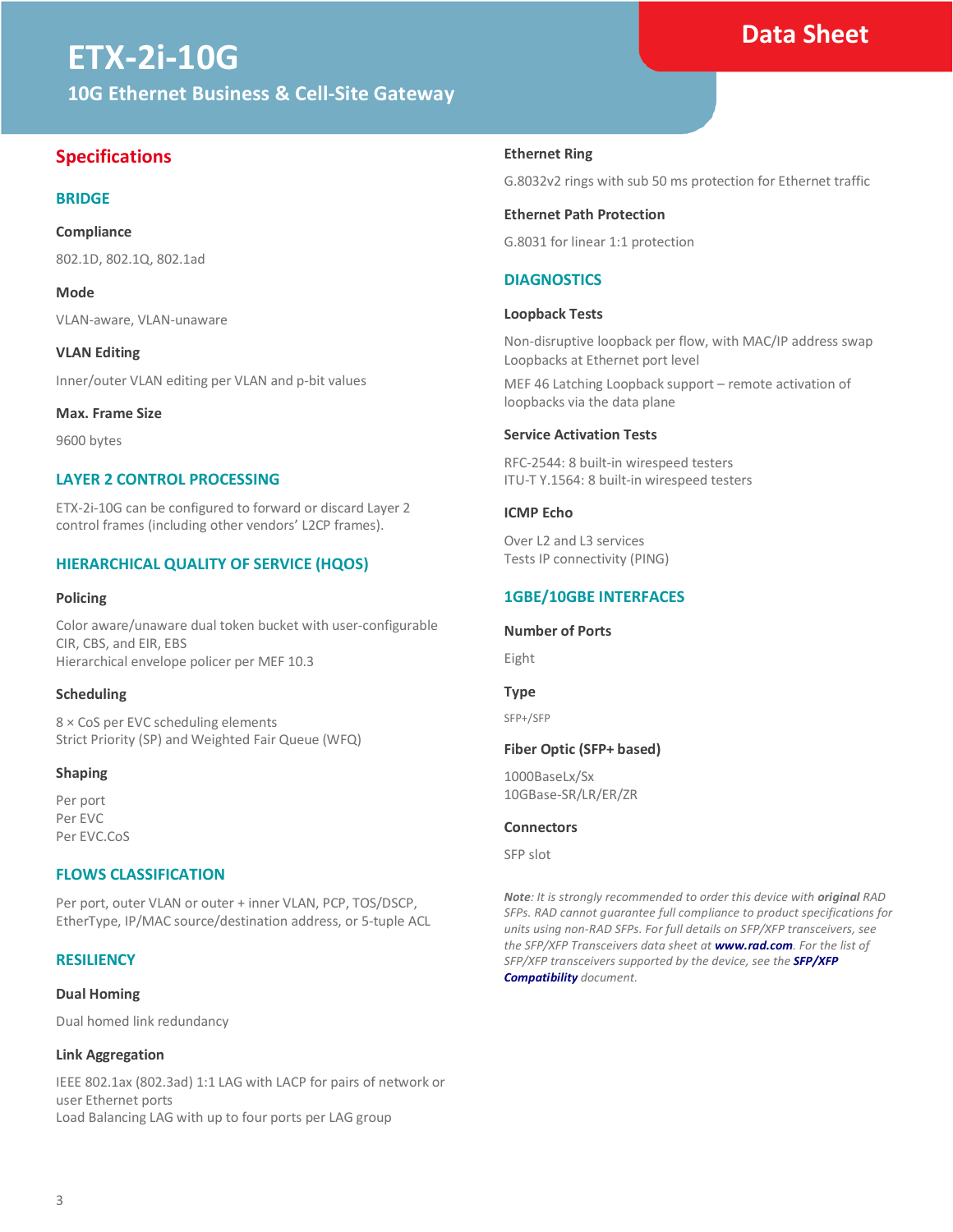# ETX-2i-10G

## 10G Ethernet Business & Cell-Site Gateway

## Specifications

### BRIDGE

**Compliance**

802.1D, 802.1Q, 802.1ad

**Mode**

VLAN-aware, VLAN-unaware

**VLAN Editing**

Inner/outer VLAN editing per VLAN and p-bit values

**Max. Frame Size**

9600 bytes

### LAYER 2 CONTROL PROCESSING

ETX-2i-10G can be configured to forward or discard Layer 2 control frames (including other vendors' L2CP frames).

### HIERARCHICAL QUALITY OF SERVICE (HQOS)

**Policing**

Color aware/unaware dual token bucket with user-configurable CIR, CBS, and EIR, EBS
Hierarchical envelope policer per MEF 10.3

**Scheduling**

8 × CoS per EVC scheduling elements
Strict Priority (SP) and Weighted Fair Queue (WFQ)

**Shaping**

Per port
Per EVC
Per EVC.CoS

### FLOWS CLASSIFICATION

Per port, outer VLAN or outer + inner VLAN, PCP, TOS/DSCP, EtherType, IP/MAC source/destination address, or 5-tuple ACL

### RESILIENCY

**Dual Homing**

Dual homed link redundancy

**Link Aggregation**

IEEE 802.1ax (802.3ad) 1:1 LAG with LACP for pairs of network or user Ethernet ports
Load Balancing LAG with up to four ports per LAG group

**Ethernet Ring**

G.8032v2 rings with sub 50 ms protection for Ethernet traffic

**Ethernet Path Protection**

G.8031 for linear 1:1 protection

### DIAGNOSTICS

**Loopback Tests**

Non-disruptive loopback per flow, with MAC/IP address swap
Loopbacks at Ethernet port level

MEF 46 Latching Loopback support – remote activation of loopbacks via the data plane

**Service Activation Tests**

RFC-2544: 8 built-in wirespeed testers
ITU-T Y.1564: 8 built-in wirespeed testers

**ICMP Echo**

Over L2 and L3 services
Tests IP connectivity (PING)

### 1GBE/10GBE INTERFACES

**Number of Ports**

Eight

**Type**

SFP+/SFP

**Fiber Optic (SFP+ based)**

1000BaseLx/Sx
10GBase-SR/LR/ER/ZR

**Connectors**

SFP slot

*Note: It is strongly recommended to order this device with **original** RAD SFPs. RAD cannot guarantee full compliance to product specifications for units using non-RAD SFPs. For full details on SFP/XFP transceivers, see the SFP/XFP Transceivers data sheet at **www.rad.com**. For the list of SFP/XFP transceivers supported by the device, see the **SFP/XFP Compatibility** document.*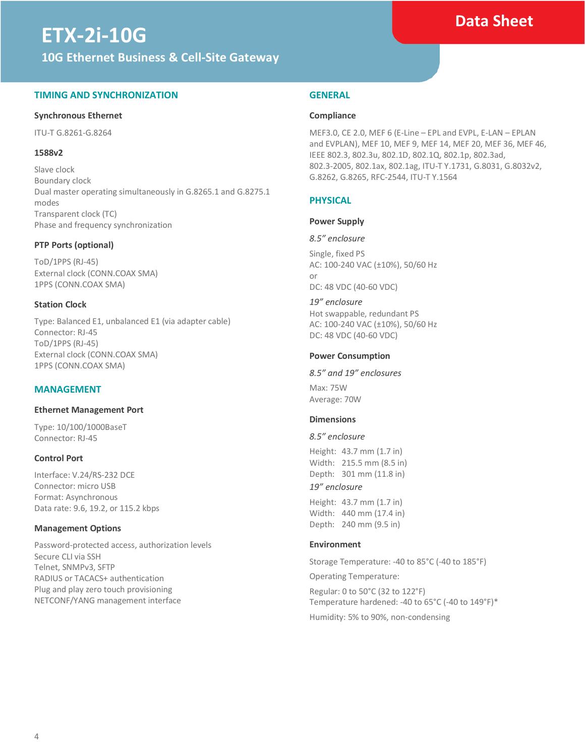# ETX-2i-10G

## 10G Ethernet Business & Cell-Site Gateway

Data Sheet

## TIMING AND SYNCHRONIZATION

### Synchronous Ethernet

ITU-T G.8261-G.8264

### 1588v2

Slave clock
Boundary clock
Dual master operating simultaneously in G.8265.1 and G.8275.1 modes
Transparent clock (TC)
Phase and frequency synchronization

### PTP Ports (optional)

ToD/1PPS (RJ-45)
External clock (CONN.COAX SMA)
1PPS (CONN.COAX SMA)

### Station Clock

Type: Balanced E1, unbalanced E1 (via adapter cable)
Connector: RJ-45
ToD/1PPS (RJ-45)
External clock (CONN.COAX SMA)
1PPS (CONN.COAX SMA)

## MANAGEMENT

### Ethernet Management Port

Type: 10/100/1000BaseT
Connector: RJ-45

### Control Port

Interface: V.24/RS-232 DCE
Connector: micro USB
Format: Asynchronous
Data rate: 9.6, 19.2, or 115.2 kbps

### Management Options

Password-protected access, authorization levels
Secure CLI via SSH
Telnet, SNMPv3, SFTP
RADIUS or TACACS+ authentication
Plug and play zero touch provisioning
NETCONF/YANG management interface

## GENERAL

### Compliance

MEF3.0, CE 2.0, MEF 6 (E-Line – EPL and EVPL, E-LAN – EPLAN and EVPLAN), MEF 10, MEF 9, MEF 14, MEF 20, MEF 36, MEF 46, IEEE 802.3, 802.3u, 802.1D, 802.1Q, 802.1p, 802.3ad, 802.3-2005, 802.1ax, 802.1ag, ITU-T Y.1731, G.8031, G.8032v2, G.8262, G.8265, RFC-2544, ITU-T Y.1564

## PHYSICAL

### Power Supply

*8.5" enclosure*

Single, fixed PS
AC: 100-240 VAC (±10%), 50/60 Hz
or
DC: 48 VDC (40-60 VDC)

*19" enclosure*

Hot swappable, redundant PS
AC: 100-240 VAC (±10%), 50/60 Hz
DC: 48 VDC (40-60 VDC)

### Power Consumption

*8.5" and 19" enclosures*

Max: 75W
Average: 70W

### Dimensions

*8.5" enclosure*

Height: 43.7 mm (1.7 in)
Width: 215.5 mm (8.5 in)
Depth: 301 mm (11.8 in)

*19" enclosure*

Height: 43.7 mm (1.7 in)
Width: 440 mm (17.4 in)
Depth: 240 mm (9.5 in)

### Environment

Storage Temperature: -40 to 85°C (-40 to 185°F)

Operating Temperature:

Regular: 0 to 50°C (32 to 122°F)
Temperature hardened: -40 to 65°C (-40 to 149°F)*

Humidity: 5% to 90%, non-condensing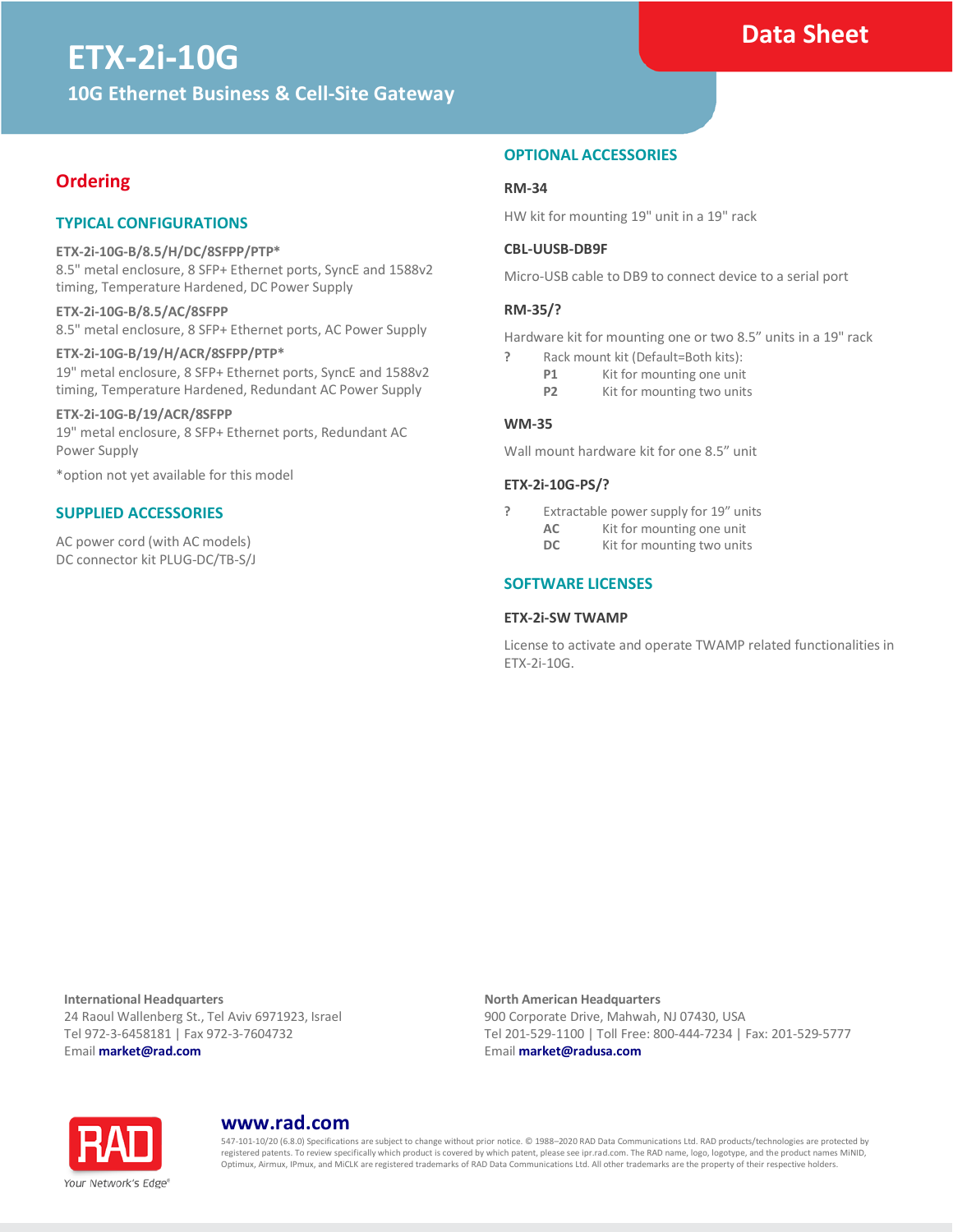# ETX-2i-10G

## 10G Ethernet Business & Cell-Site Gateway

Data Sheet

## Ordering

### TYPICAL CONFIGURATIONS

**ETX-2i-10G-B/8.5/H/DC/8SFPP/PTP***
8.5" metal enclosure, 8 SFP+ Ethernet ports, SyncE and 1588v2 timing, Temperature Hardened, DC Power Supply

**ETX-2i-10G-B/8.5/AC/8SFPP**
8.5" metal enclosure, 8 SFP+ Ethernet ports, AC Power Supply

**ETX-2i-10G-B/19/H/ACR/8SFPP/PTP***
19" metal enclosure, 8 SFP+ Ethernet ports, SyncE and 1588v2 timing, Temperature Hardened, Redundant AC Power Supply

**ETX-2i-10G-B/19/ACR/8SFPP**
19" metal enclosure, 8 SFP+ Ethernet ports, Redundant AC Power Supply

*option not yet available for this model

### SUPPLIED ACCESSORIES

AC power cord (with AC models)
DC connector kit PLUG-DC/TB-S/J

### OPTIONAL ACCESSORIES

**RM-34**

HW kit for mounting 19" unit in a 19" rack

**CBL-UUSB-DB9F**

Micro-USB cable to DB9 to connect device to a serial port

**RM-35/?**

Hardware kit for mounting one or two 8.5" units in a 19" rack

**?** Rack mount kit (Default=Both kits):
- **P1** Kit for mounting one unit
- **P2** Kit for mounting two units

**WM-35**

Wall mount hardware kit for one 8.5" unit

**ETX-2i-10G-PS/?**

**?** Extractable power supply for 19" units
- **AC** Kit for mounting one unit
- **DC** Kit for mounting two units

### SOFTWARE LICENSES

**ETX-2i-SW TWAMP**

License to activate and operate TWAMP related functionalities in ETX-2i-10G.

**International Headquarters**
24 Raoul Wallenberg St., Tel Aviv 6971923, Israel
Tel 972-3-6458181 | Fax 972-3-7604732
Email **market@rad.com**

**North American Headquarters**
900 Corporate Drive, Mahwah, NJ 07430, USA
Tel 201-529-1100 | Toll Free: 800-444-7234 | Fax: 201-529-5777
Email **market@radusa.com**

**www.rad.com**

547-101-10/20 (6.8.0) Specifications are subject to change without prior notice. © 1988–2020 RAD Data Communications Ltd. RAD products/technologies are protected by registered patents. To review specifically which product is covered by which patent, please see ipr.rad.com. The RAD name, logo, logotype, and the product names MiNID, Optimux, Airmux, IPmux, and MiCLK are registered trademarks of RAD Data Communications Ltd. All other trademarks are the property of their respective holders.